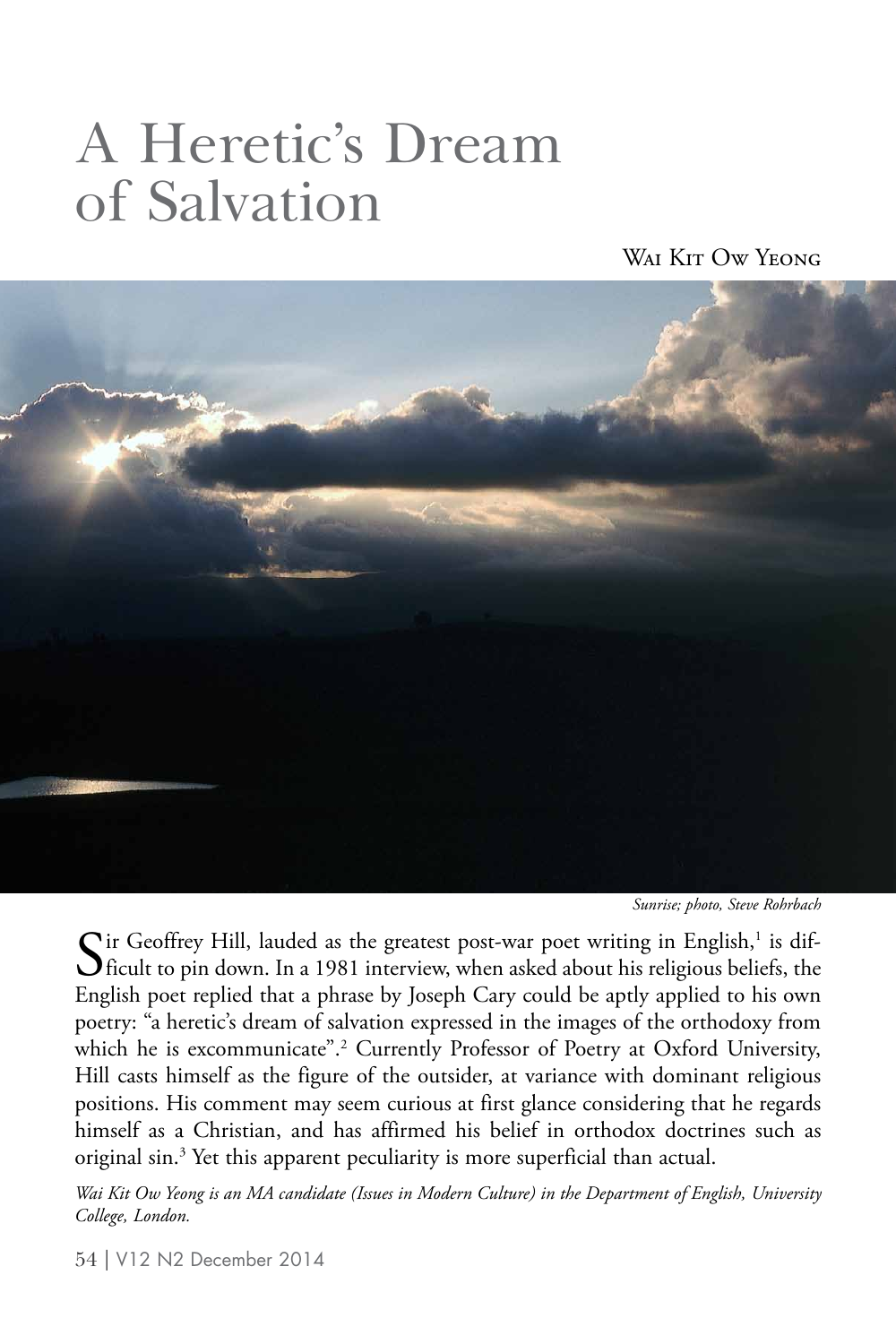# A Heretic's Dream of Salvation

Wai Kit Ow Yeong

*Sunrise; photo, Steve Rohrbach*

Sir Geoffrey Hill, lauded as the greatest post-war poet writing in English,[1] is difficult to pin down. In a 1981 interview, when asked about his religious beliefs, the English poet replied that a phrase by Joseph Cary could be aptly applied to his own poetry: "a heretic's dream of salvation expressed in the images of the orthodoxy from which he is excommunicate".[2] Currently Professor of Poetry at Oxford University, Hill casts himself as the figure of the outsider, at variance with dominant religious positions. His comment may seem curious at first glance considering that he regards himself as a Christian, and has affirmed his belief in orthodox doctrines such as original sin.[3] Yet this apparent peculiarity is more superficial than actual.

*Wai Kit Ow Yeong is an MA candidate (Issues in Modern Culture) in the Department of English, University College, London.*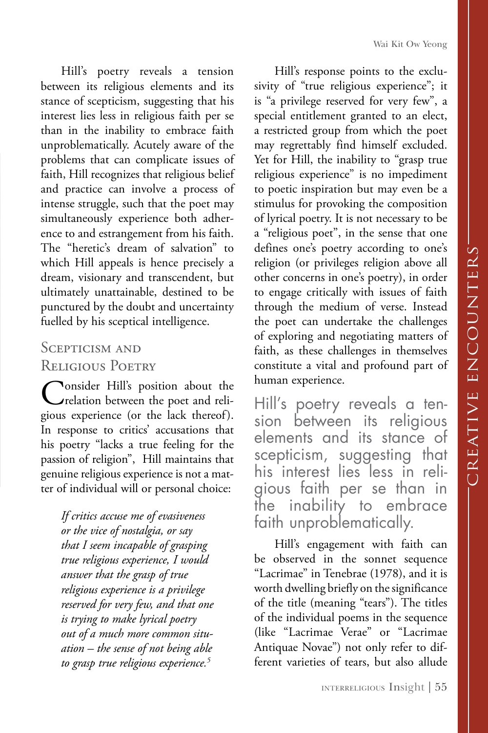Hill's poetry reveals a tension between its religious elements and its stance of scepticism, suggesting that his interest lies less in religious faith per se than in the inability to embrace faith unproblematically. Acutely aware of the problems that can complicate issues of faith, Hill recognizes that religious belief and practice can involve a process of intense struggle, such that the poet may simultaneously experience both adherence to and estrangement from his faith. The "heretic's dream of salvation" to which Hill appeals is hence precisely a dream, visionary and transcendent, but ultimately unattainable, destined to be punctured by the doubt and uncertainty fuelled by his sceptical intelligence.

## Scepticism and Religious Poetry

Consider Hill's position about the relation between the poet and religious experience (or the lack thereof). In response to critics' accusations that his poetry "lacks a true feeling for the passion of religion", Hill maintains that genuine religious experience is not a matter of individual will or personal choice:

> *If critics accuse me of evasiveness or the vice of nostalgia, or say that I seem incapable of grasping true religious experience, I would answer that the grasp of true religious experience is a privilege reserved for very few, and that one is trying to make lyrical poetry out of a much more common situation – the sense of not being able to grasp true religious experience.*[5]

Hill's response points to the exclusivity of "true religious experience"; it is "a privilege reserved for very few", a special entitlement granted to an elect, a restricted group from which the poet may regrettably find himself excluded. Yet for Hill, the inability to "grasp true religious experience" is no impediment to poetic inspiration but may even be a stimulus for provoking the composition of lyrical poetry. It is not necessary to be a "religious poet", in the sense that one defines one's poetry according to one's religion (or privileges religion above all other concerns in one's poetry), in order to engage critically with issues of faith through the medium of verse. Instead the poet can undertake the challenges of exploring and negotiating matters of faith, as these challenges in themselves constitute a vital and profound part of human experience.

> Hill's poetry reveals a tension between its religious elements and its stance of scepticism, suggesting that his interest lies less in religious faith per se than in the inability to embrace faith unproblematically.

Hill's engagement with faith can be observed in the sonnet sequence "Lacrimae" in Tenebrae (1978), and it is worth dwelling briefly on the significance of the title (meaning "tears"). The titles of the individual poems in the sequence (like "Lacrimae Verae" or "Lacrimae Antiquae Novae") not only refer to different varieties of tears, but also allude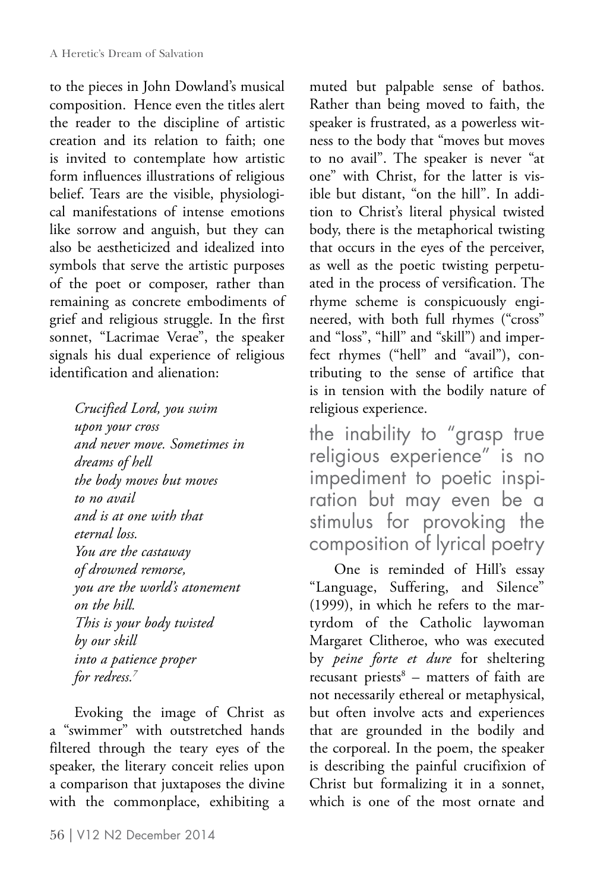to the pieces in John Dowland's musical composition. Hence even the titles alert the reader to the discipline of artistic creation and its relation to faith; one is invited to contemplate how artistic form influences illustrations of religious belief. Tears are the visible, physiological manifestations of intense emotions like sorrow and anguish, but they can also be aestheticized and idealized into symbols that serve the artistic purposes of the poet or composer, rather than remaining as concrete embodiments of grief and religious struggle. In the first sonnet, "Lacrimae Verae", the speaker signals his dual experience of religious identification and alienation:

> *Crucified Lord, you swim*
> *upon your cross*
> *and never move. Sometimes in*
> *dreams of hell*
> *the body moves but moves*
> *to no avail*
> *and is at one with that*
> *eternal loss.*
> *You are the castaway*
> *of drowned remorse,*
> *you are the world's atonement*
> *on the hill.*
> *This is your body twisted*
> *by our skill*
> *into a patience proper*
> *for redress.*[7]

Evoking the image of Christ as a "swimmer" with outstretched hands filtered through the teary eyes of the speaker, the literary conceit relies upon a comparison that juxtaposes the divine with the commonplace, exhibiting a muted but palpable sense of bathos. Rather than being moved to faith, the speaker is frustrated, as a powerless witness to the body that "moves but moves to no avail". The speaker is never "at one" with Christ, for the latter is visible but distant, "on the hill". In addition to Christ's literal physical twisted body, there is the metaphorical twisting that occurs in the eyes of the perceiver, as well as the poetic twisting perpetuated in the process of versification. The rhyme scheme is conspicuously engineered, with both full rhymes ("cross" and "loss", "hill" and "skill") and imperfect rhymes ("hell" and "avail"), contributing to the sense of artifice that is in tension with the bodily nature of religious experience.

> the inability to "grasp true religious experience" is no impediment to poetic inspiration but may even be a stimulus for provoking the composition of lyrical poetry

One is reminded of Hill's essay "Language, Suffering, and Silence" (1999), in which he refers to the martyrdom of the Catholic laywoman Margaret Clitheroe, who was executed by *peine forte et dure* for sheltering recusant priests[8] – matters of faith are not necessarily ethereal or metaphysical, but often involve acts and experiences that are grounded in the bodily and the corporeal. In the poem, the speaker is describing the painful crucifixion of Christ but formalizing it in a sonnet, which is one of the most ornate and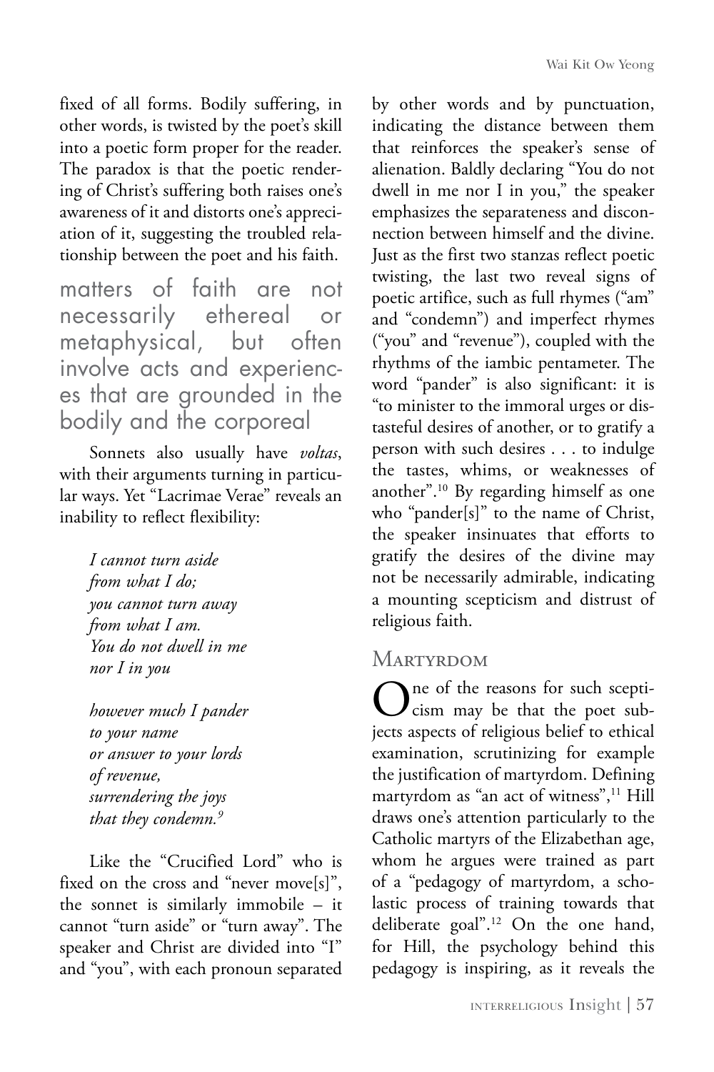fixed of all forms. Bodily suffering, in other words, is twisted by the poet's skill into a poetic form proper for the reader. The paradox is that the poetic rendering of Christ's suffering both raises one's awareness of it and distorts one's appreciation of it, suggesting the troubled relationship between the poet and his faith.

> matters of faith are not necessarily ethereal or metaphysical, but often involve acts and experiences that are grounded in the bodily and the corporeal

Sonnets also usually have *voltas*, with their arguments turning in particular ways. Yet "Lacrimae Verae" reveals an inability to reflect flexibility:

> *I cannot turn aside*
> *from what I do;*
> *you cannot turn away*
> *from what I am.*
> *You do not dwell in me*
> *nor I in you*
>
> *however much I pander*
> *to your name*
> *or answer to your lords*
> *of revenue,*
> *surrendering the joys*
> *that they condemn.*[9]

Like the "Crucified Lord" who is fixed on the cross and "never move[s]", the sonnet is similarly immobile – it cannot "turn aside" or "turn away". The speaker and Christ are divided into "I" and "you", with each pronoun separated by other words and by punctuation, indicating the distance between them that reinforces the speaker's sense of alienation. Baldly declaring "You do not dwell in me nor I in you," the speaker emphasizes the separateness and disconnection between himself and the divine. Just as the first two stanzas reflect poetic twisting, the last two reveal signs of poetic artifice, such as full rhymes ("am" and "condemn") and imperfect rhymes ("you" and "revenue"), coupled with the rhythms of the iambic pentameter. The word "pander" is also significant: it is "to minister to the immoral urges or distasteful desires of another, or to gratify a person with such desires . . . to indulge the tastes, whims, or weaknesses of another".[10] By regarding himself as one who "pander[s]" to the name of Christ, the speaker insinuates that efforts to gratify the desires of the divine may not be necessarily admirable, indicating a mounting scepticism and distrust of religious faith.

## Martyrdom

One of the reasons for such scepticism may be that the poet subjects aspects of religious belief to ethical examination, scrutinizing for example the justification of martyrdom. Defining martyrdom as "an act of witness",[11] Hill draws one's attention particularly to the Catholic martyrs of the Elizabethan age, whom he argues were trained as part of a "pedagogy of martyrdom, a scholastic process of training towards that deliberate goal".[12] On the one hand, for Hill, the psychology behind this pedagogy is inspiring, as it reveals the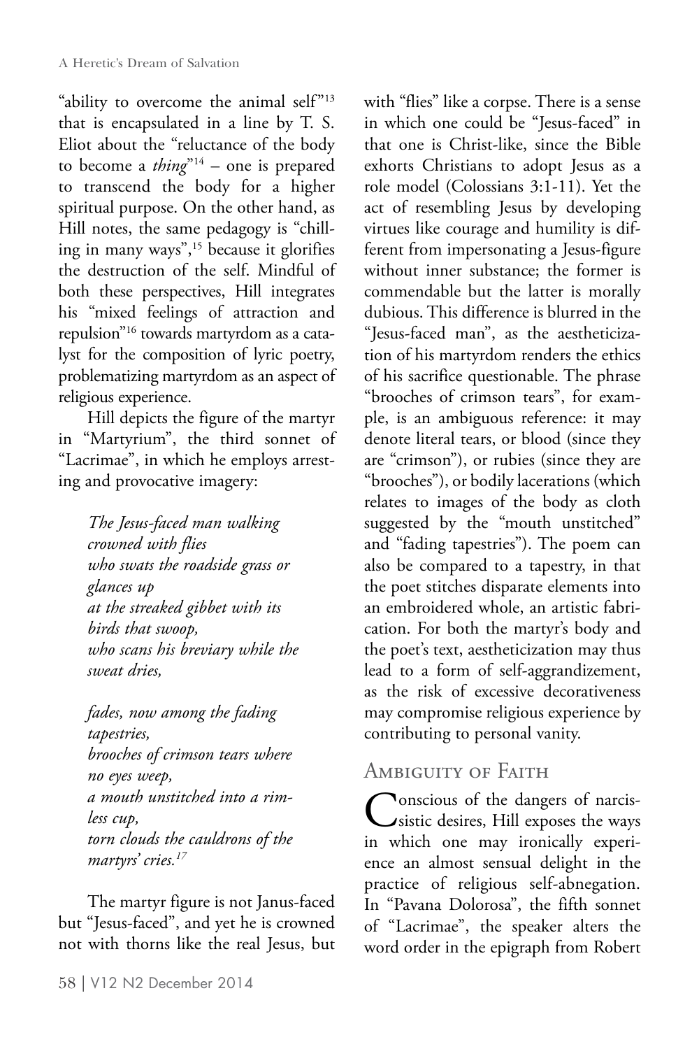"ability to overcome the animal self"[13] that is encapsulated in a line by T. S. Eliot about the "reluctance of the body to become a *thing*"[14] – one is prepared to transcend the body for a higher spiritual purpose. On the other hand, as Hill notes, the same pedagogy is "chilling in many ways",[15] because it glorifies the destruction of the self. Mindful of both these perspectives, Hill integrates his "mixed feelings of attraction and repulsion"[16] towards martyrdom as a catalyst for the composition of lyric poetry, problematizing martyrdom as an aspect of religious experience.

Hill depicts the figure of the martyr in "Martyrium", the third sonnet of "Lacrimae", in which he employs arresting and provocative imagery:

> *The Jesus-faced man walking crowned with flies*
> *who swats the roadside grass or glances up*
> *at the streaked gibbet with its birds that swoop,*
> *who scans his breviary while the sweat dries,*
>
> *fades, now among the fading tapestries,*
> *brooches of crimson tears where no eyes weep,*
> *a mouth unstitched into a rimless cup,*
> *torn clouds the cauldrons of the martyrs' cries.*[17]

The martyr figure is not Janus-faced but "Jesus-faced", and yet he is crowned not with thorns like the real Jesus, but with "flies" like a corpse. There is a sense in which one could be "Jesus-faced" in that one is Christ-like, since the Bible exhorts Christians to adopt Jesus as a role model (Colossians 3:1-11). Yet the act of resembling Jesus by developing virtues like courage and humility is different from impersonating a Jesus-figure without inner substance; the former is commendable but the latter is morally dubious. This difference is blurred in the "Jesus-faced man", as the aestheticization of his martyrdom renders the ethics of his sacrifice questionable. The phrase "brooches of crimson tears", for example, is an ambiguous reference: it may denote literal tears, or blood (since they are "crimson"), or rubies (since they are "brooches"), or bodily lacerations (which relates to images of the body as cloth suggested by the "mouth unstitched" and "fading tapestries"). The poem can also be compared to a tapestry, in that the poet stitches disparate elements into an embroidered whole, an artistic fabrication. For both the martyr's body and the poet's text, aestheticization may thus lead to a form of self-aggrandizement, as the risk of excessive decorativeness may compromise religious experience by contributing to personal vanity.

## Ambiguity of Faith

Conscious of the dangers of narcissistic desires, Hill exposes the ways in which one may ironically experience an almost sensual delight in the practice of religious self-abnegation. In "Pavana Dolorosa", the fifth sonnet of "Lacrimae", the speaker alters the word order in the epigraph from Robert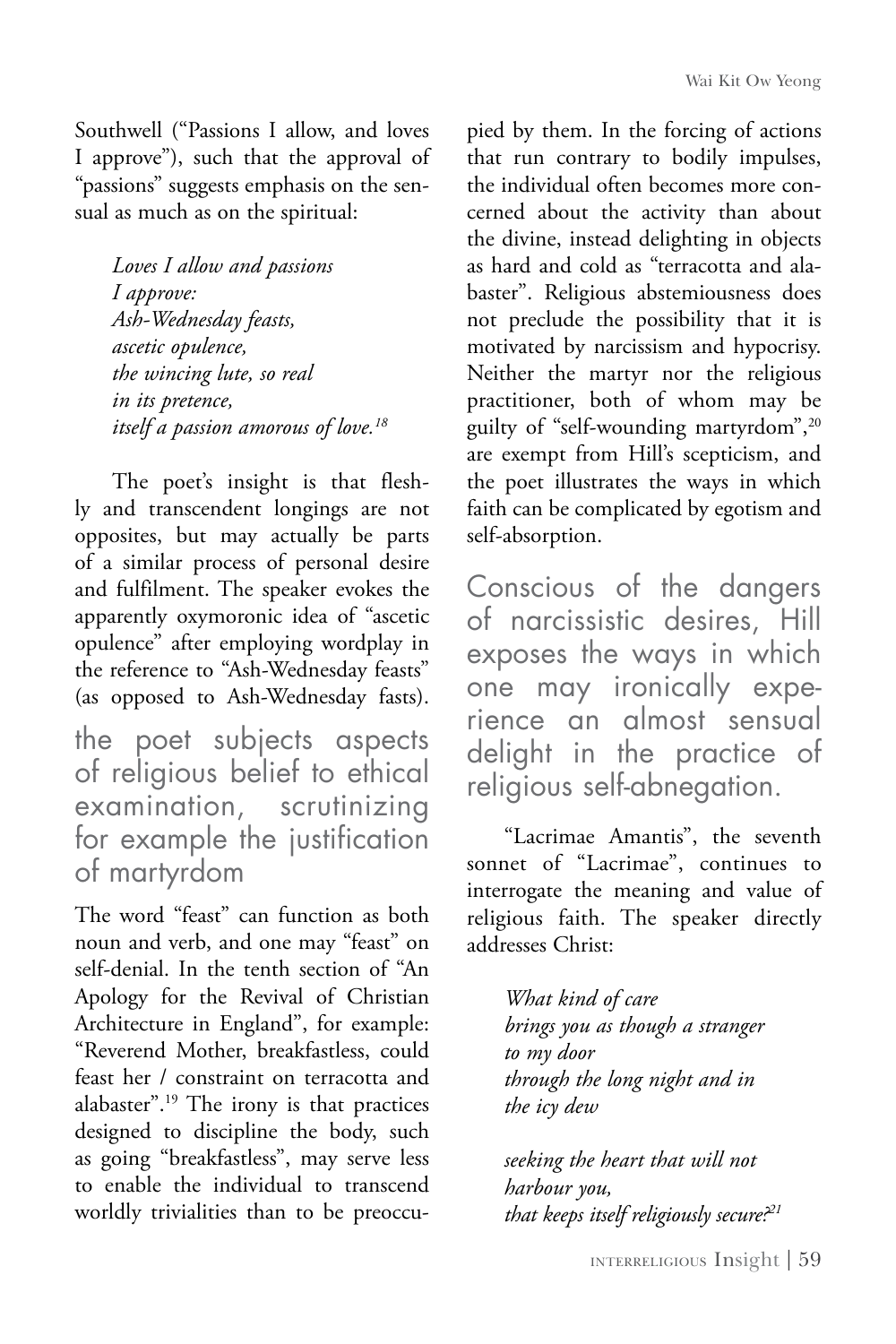Southwell ("Passions I allow, and loves I approve"), such that the approval of "passions" suggests emphasis on the sensual as much as on the spiritual:

> *Loves I allow and passions*
> *I approve:*
> *Ash-Wednesday feasts,*
> *ascetic opulence,*
> *the wincing lute, so real*
> *in its pretence,*
> *itself a passion amorous of love.*[18]

The poet's insight is that fleshly and transcendent longings are not opposites, but may actually be parts of a similar process of personal desire and fulfilment. The speaker evokes the apparently oxymoronic idea of "ascetic opulence" after employing wordplay in the reference to "Ash-Wednesday feasts" (as opposed to Ash-Wednesday fasts).

> the poet subjects aspects of religious belief to ethical examination, scrutinizing for example the justification of martyrdom

The word "feast" can function as both noun and verb, and one may "feast" on self-denial. In the tenth section of "An Apology for the Revival of Christian Architecture in England", for example: "Reverend Mother, breakfastless, could feast her / constraint on terracotta and alabaster".[19] The irony is that practices designed to discipline the body, such as going "breakfastless", may serve less to enable the individual to transcend worldly trivialities than to be preoccupied by them. In the forcing of actions that run contrary to bodily impulses, the individual often becomes more concerned about the activity than about the divine, instead delighting in objects as hard and cold as "terracotta and alabaster". Religious abstemiousness does not preclude the possibility that it is motivated by narcissism and hypocrisy. Neither the martyr nor the religious practitioner, both of whom may be guilty of "self-wounding martyrdom",[20] are exempt from Hill's scepticism, and the poet illustrates the ways in which faith can be complicated by egotism and self-absorption.

> Conscious of the dangers of narcissistic desires, Hill exposes the ways in which one may ironically experience an almost sensual delight in the practice of religious self-abnegation.

"Lacrimae Amantis", the seventh sonnet of "Lacrimae", continues to interrogate the meaning and value of religious faith. The speaker directly addresses Christ:

> *What kind of care*
> *brings you as though a stranger*
> *to my door*
> *through the long night and in*
> *the icy dew*
>
> *seeking the heart that will not*
> *harbour you,*
> *that keeps itself religiously secure?*[21]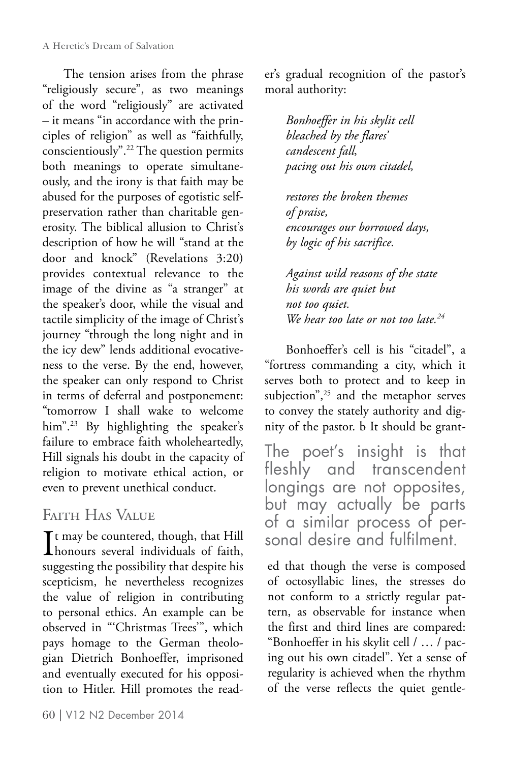The tension arises from the phrase "religiously secure", as two meanings of the word "religiously" are activated – it means "in accordance with the principles of religion" as well as "faithfully, conscientiously".[22] The question permits both meanings to operate simultaneously, and the irony is that faith may be abused for the purposes of egotistic self-preservation rather than charitable generosity. The biblical allusion to Christ's description of how he will "stand at the door and knock" (Revelations 3:20) provides contextual relevance to the image of the divine as "a stranger" at the speaker's door, while the visual and tactile simplicity of the image of Christ's journey "through the long night and in the icy dew" lends additional evocativeness to the verse. By the end, however, the speaker can only respond to Christ in terms of deferral and postponement: "tomorrow I shall wake to welcome him".[23] By highlighting the speaker's failure to embrace faith wholeheartedly, Hill signals his doubt in the capacity of religion to motivate ethical action, or even to prevent unethical conduct.

## Faith Has Value

It may be countered, though, that Hill honours several individuals of faith, suggesting the possibility that despite his scepticism, he nevertheless recognizes the value of religion in contributing to personal ethics. An example can be observed in "'Christmas Trees'", which pays homage to the German theologian Dietrich Bonhoeffer, imprisoned and eventually executed for his opposition to Hitler. Hill promotes the reader's gradual recognition of the pastor's moral authority:

> *Bonhoeffer in his skylit cell*
> *bleached by the flares'*
> *candescent fall,*
> *pacing out his own citadel,*
>
> *restores the broken themes*
> *of praise,*
> *encourages our borrowed days,*
> *by logic of his sacrifice.*
>
> *Against wild reasons of the state*
> *his words are quiet but*
> *not too quiet.*
> *We hear too late or not too late.*[24]

Bonhoeffer's cell is his "citadel", a "fortress commanding a city, which it serves both to protect and to keep in subjection",[25] and the metaphor serves to convey the stately authority and dignity of the pastor. b It should be granted that though the verse is composed of octosyllabic lines, the stresses do not conform to a strictly regular pattern, as observable for instance when the first and third lines are compared: "Bonhoeffer in his skylit cell / … / pacing out his own citadel". Yet a sense of regularity is achieved when the rhythm of the verse reflects the quiet gentle-

> The poet's insight is that fleshly and transcendent longings are not opposites, but may actually be parts of a similar process of personal desire and fulfilment.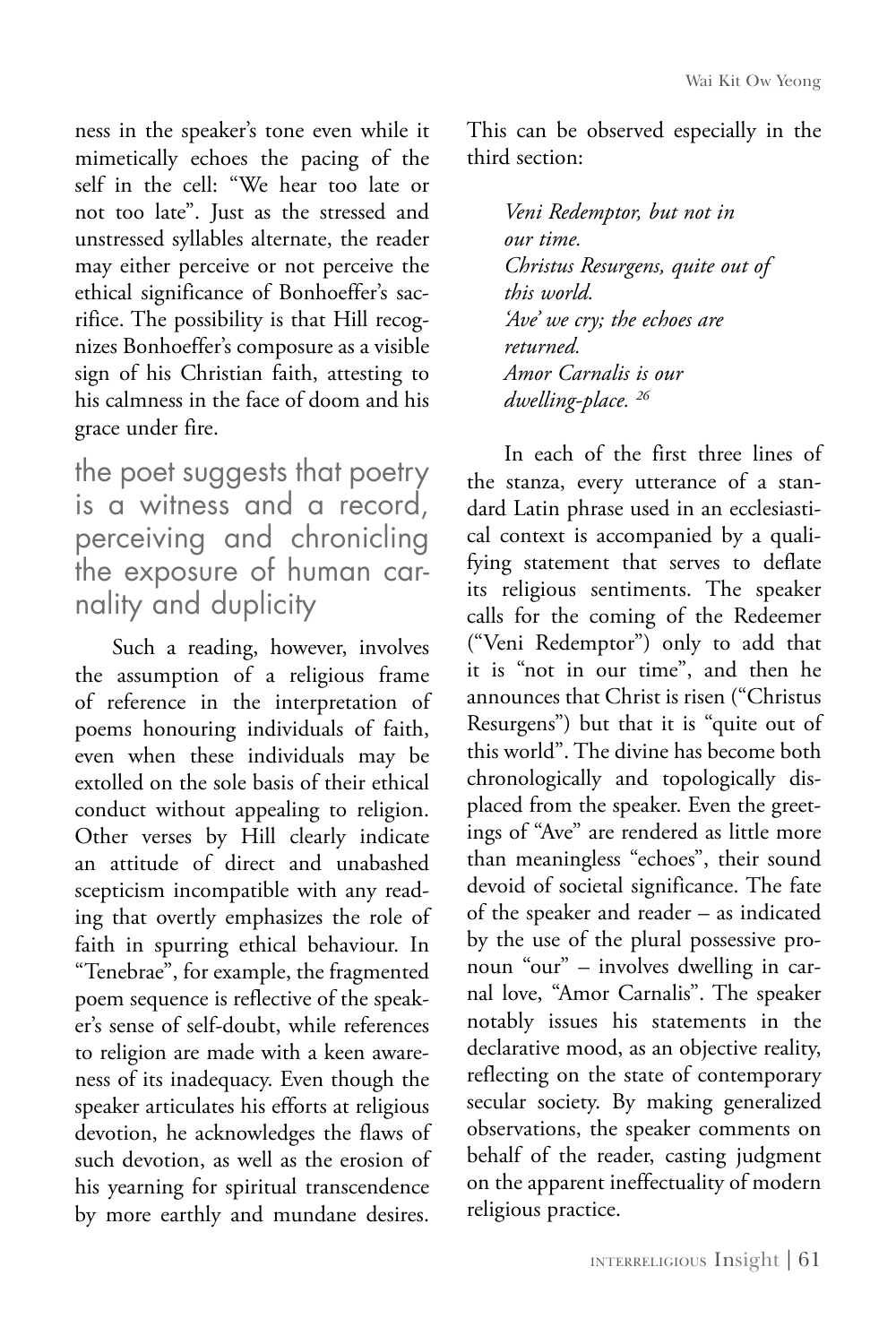ness in the speaker's tone even while it mimetically echoes the pacing of the self in the cell: "We hear too late or not too late". Just as the stressed and unstressed syllables alternate, the reader may either perceive or not perceive the ethical significance of Bonhoeffer's sacrifice. The possibility is that Hill recognizes Bonhoeffer's composure as a visible sign of his Christian faith, attesting to his calmness in the face of doom and his grace under fire.

> the poet suggests that poetry is a witness and a record, perceiving and chronicling the exposure of human carnality and duplicity

Such a reading, however, involves the assumption of a religious frame of reference in the interpretation of poems honouring individuals of faith, even when these individuals may be extolled on the sole basis of their ethical conduct without appealing to religion. Other verses by Hill clearly indicate an attitude of direct and unabashed scepticism incompatible with any reading that overtly emphasizes the role of faith in spurring ethical behaviour. In "Tenebrae", for example, the fragmented poem sequence is reflective of the speaker's sense of self-doubt, while references to religion are made with a keen awareness of its inadequacy. Even though the speaker articulates his efforts at religious devotion, he acknowledges the flaws of such devotion, as well as the erosion of his yearning for spiritual transcendence by more earthly and mundane desires. This can be observed especially in the third section:

> *Veni Redemptor, but not in our time.*
> *Christus Resurgens, quite out of this world.*
> *'Ave' we cry; the echoes are returned.*
> *Amor Carnalis is our dwelling-place.* [26]

In each of the first three lines of the stanza, every utterance of a standard Latin phrase used in an ecclesiastical context is accompanied by a qualifying statement that serves to deflate its religious sentiments. The speaker calls for the coming of the Redeemer ("Veni Redemptor") only to add that it is "not in our time", and then he announces that Christ is risen ("Christus Resurgens") but that it is "quite out of this world". The divine has become both chronologically and topologically displaced from the speaker. Even the greetings of "Ave" are rendered as little more than meaningless "echoes", their sound devoid of societal significance. The fate of the speaker and reader – as indicated by the use of the plural possessive pronoun "our" – involves dwelling in carnal love, "Amor Carnalis". The speaker notably issues his statements in the declarative mood, as an objective reality, reflecting on the state of contemporary secular society. By making generalized observations, the speaker comments on behalf of the reader, casting judgment on the apparent ineffectuality of modern religious practice.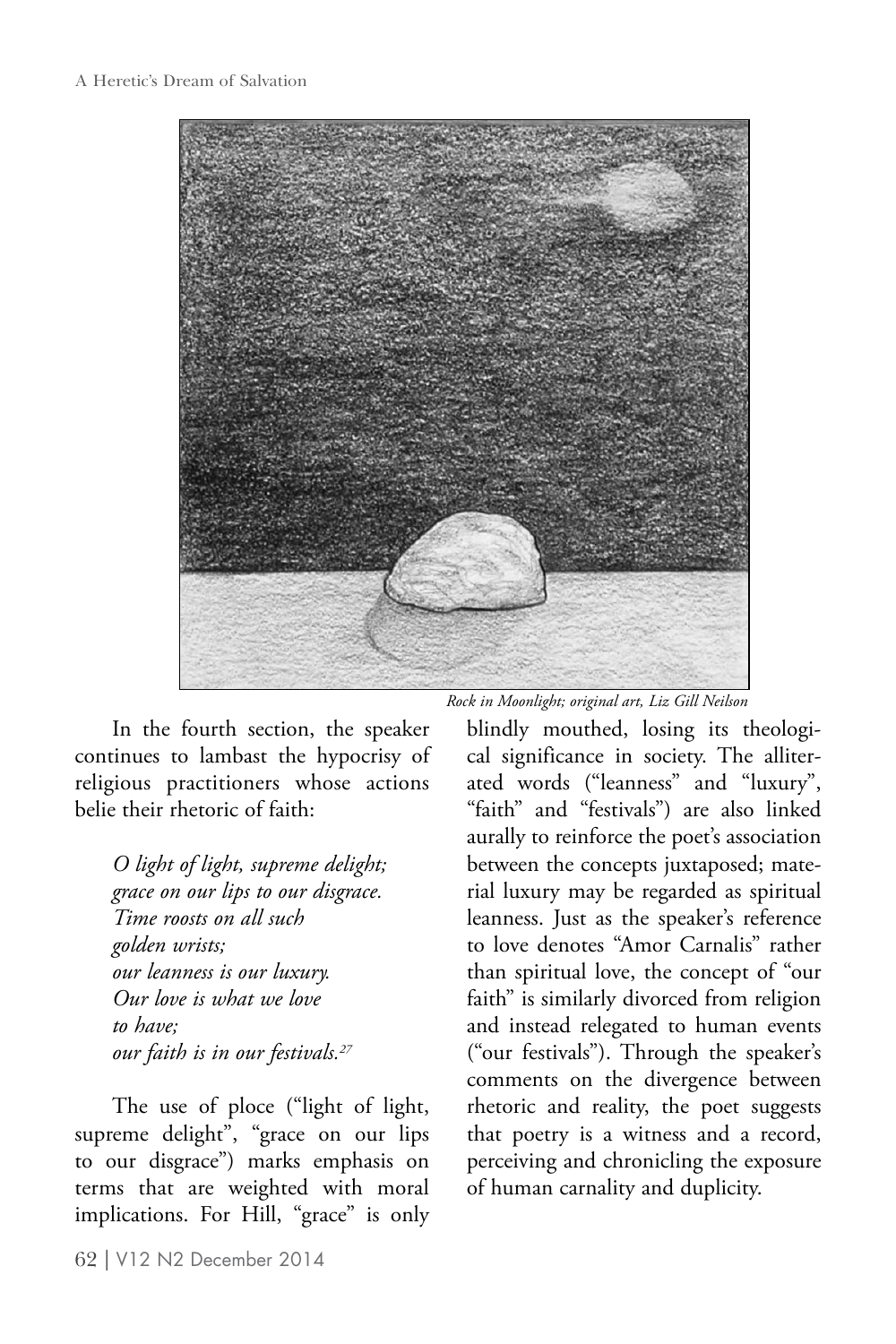*Rock in Moonlight; original art, Liz Gill Neilson*

In the fourth section, the speaker continues to lambast the hypocrisy of religious practitioners whose actions belie their rhetoric of faith:

> *O light of light, supreme delight;*
> *grace on our lips to our disgrace.*
> *Time roosts on all such*
> *golden wrists;*
> *our leanness is our luxury.*
> *Our love is what we love*
> *to have;*
> *our faith is in our festivals.*[27]

The use of ploce ("light of light, supreme delight", "grace on our lips to our disgrace") marks emphasis on terms that are weighted with moral implications. For Hill, "grace" is only blindly mouthed, losing its theological significance in society. The alliterated words ("leanness" and "luxury", "faith" and "festivals") are also linked aurally to reinforce the poet's association between the concepts juxtaposed; material luxury may be regarded as spiritual leanness. Just as the speaker's reference to love denotes "Amor Carnalis" rather than spiritual love, the concept of "our faith" is similarly divorced from religion and instead relegated to human events ("our festivals"). Through the speaker's comments on the divergence between rhetoric and reality, the poet suggests that poetry is a witness and a record, perceiving and chronicling the exposure of human carnality and duplicity.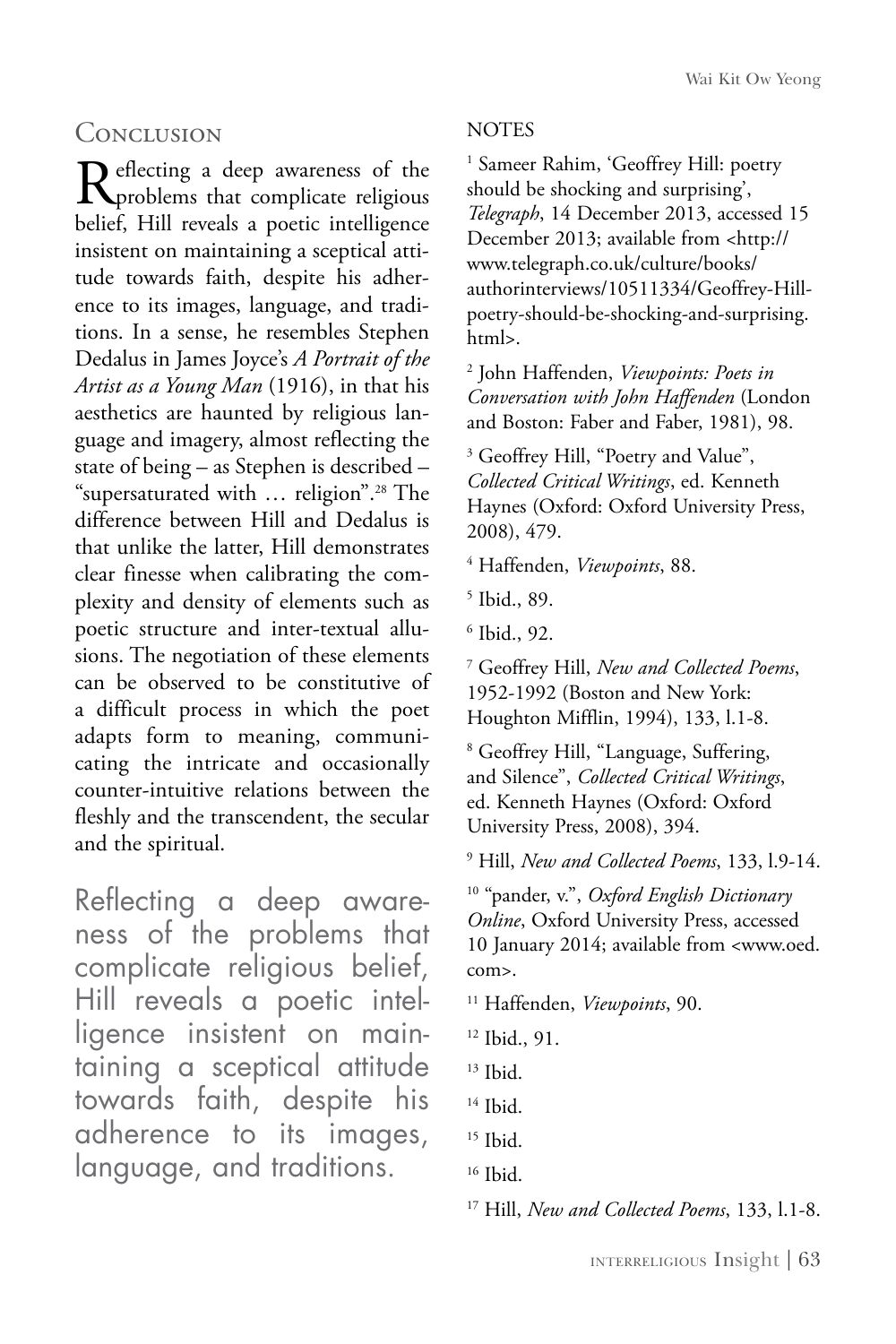## Conclusion

Reflecting a deep awareness of the problems that complicate religious belief, Hill reveals a poetic intelligence insistent on maintaining a sceptical attitude towards faith, despite his adherence to its images, language, and traditions. In a sense, he resembles Stephen Dedalus in James Joyce's *A Portrait of the Artist as a Young Man* (1916), in that his aesthetics are haunted by religious language and imagery, almost reflecting the state of being – as Stephen is described – "supersaturated with … religion".[28] The difference between Hill and Dedalus is that unlike the latter, Hill demonstrates clear finesse when calibrating the complexity and density of elements such as poetic structure and inter-textual allusions. The negotiation of these elements can be observed to be constitutive of a difficult process in which the poet adapts form to meaning, communicating the intricate and occasionally counter-intuitive relations between the fleshly and the transcendent, the secular and the spiritual.

Reflecting a deep awareness of the problems that complicate religious belief, Hill reveals a poetic intelligence insistent on maintaining a sceptical attitude towards faith, despite his adherence to its images, language, and traditions.

NOTES

[1] Sameer Rahim, 'Geoffrey Hill: poetry should be shocking and surprising', *Telegraph*, 14 December 2013, accessed 15 December 2013; available from <http://www.telegraph.co.uk/culture/books/authorinterviews/10511334/Geoffrey-Hill-poetry-should-be-shocking-and-surprising.html>.

[2] John Haffenden, *Viewpoints: Poets in Conversation with John Haffenden* (London and Boston: Faber and Faber, 1981), 98.

[3] Geoffrey Hill, "Poetry and Value", *Collected Critical Writings*, ed. Kenneth Haynes (Oxford: Oxford University Press, 2008), 479.

[4] Haffenden, *Viewpoints*, 88.

[5] Ibid., 89.

[6] Ibid., 92.

[7] Geoffrey Hill, *New and Collected Poems*, 1952-1992 (Boston and New York: Houghton Mifflin, 1994), 133, l.1-8.

[8] Geoffrey Hill, "Language, Suffering, and Silence", *Collected Critical Writings*, ed. Kenneth Haynes (Oxford: Oxford University Press, 2008), 394.

[9] Hill, *New and Collected Poems*, 133, l.9-14.

[10] "pander, v.", *Oxford English Dictionary Online*, Oxford University Press, accessed 10 January 2014; available from <www.oed.com>.

[11] Haffenden, *Viewpoints*, 90.

[12] Ibid., 91.

[13] Ibid.

[14] Ibid.

[15] Ibid.

[16] Ibid.

[17] Hill, *New and Collected Poems*, 133, l.1-8.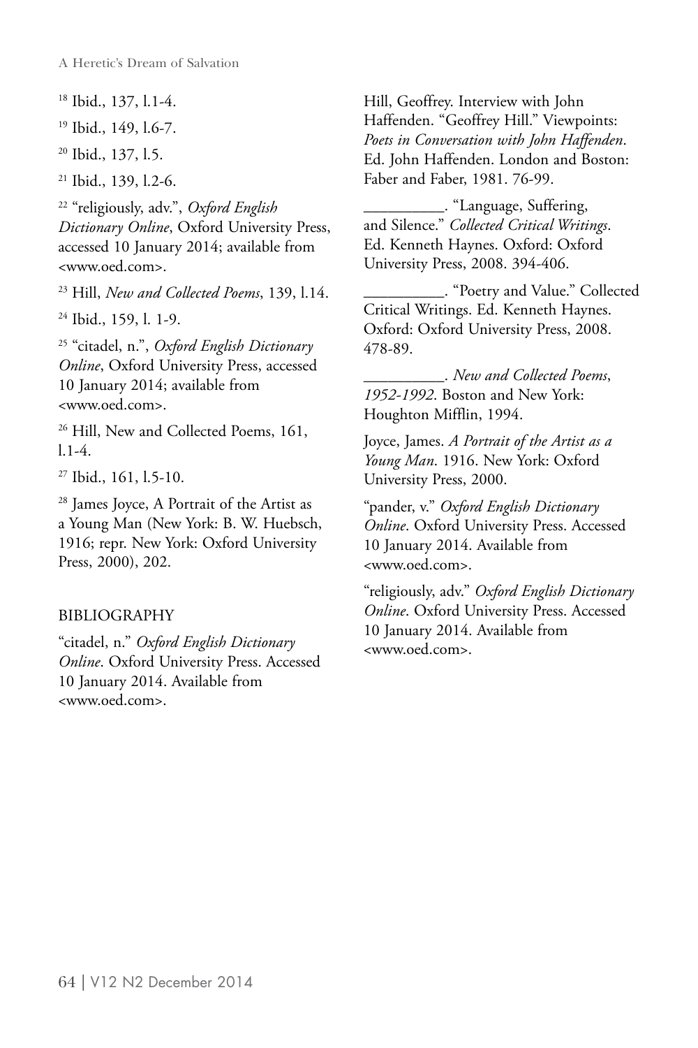[18] Ibid., 137, l.1-4.

[19] Ibid., 149, l.6-7.

[20] Ibid., 137, l.5.

[21] Ibid., 139, l.2-6.

[22] "religiously, adv.", *Oxford English Dictionary Online*, Oxford University Press, accessed 10 January 2014; available from <www.oed.com>.

[23] Hill, *New and Collected Poems*, 139, l.14.

[24] Ibid., 159, l. 1-9.

[25] "citadel, n.", *Oxford English Dictionary Online*, Oxford University Press, accessed 10 January 2014; available from <www.oed.com>.

[26] Hill, New and Collected Poems, 161, l.1-4.

[27] Ibid., 161, l.5-10.

[28] James Joyce, A Portrait of the Artist as a Young Man (New York: B. W. Huebsch, 1916; repr. New York: Oxford University Press, 2000), 202.

## BIBLIOGRAPHY

"citadel, n." *Oxford English Dictionary Online*. Oxford University Press. Accessed 10 January 2014. Available from <www.oed.com>.

Hill, Geoffrey. Interview with John Haffenden. "Geoffrey Hill." Viewpoints: *Poets in Conversation with John Haffenden*. Ed. John Haffenden. London and Boston: Faber and Faber, 1981. 76-99.

__________. "Language, Suffering, and Silence." *Collected Critical Writings*. Ed. Kenneth Haynes. Oxford: Oxford University Press, 2008. 394-406.

__________. "Poetry and Value." Collected Critical Writings. Ed. Kenneth Haynes. Oxford: Oxford University Press, 2008. 478-89.

__________. *New and Collected Poems, 1952-1992*. Boston and New York: Houghton Mifflin, 1994.

Joyce, James. *A Portrait of the Artist as a Young Man*. 1916. New York: Oxford University Press, 2000.

"pander, v." *Oxford English Dictionary Online*. Oxford University Press. Accessed 10 January 2014. Available from <www.oed.com>.

"religiously, adv." *Oxford English Dictionary Online*. Oxford University Press. Accessed 10 January 2014. Available from <www.oed.com>.